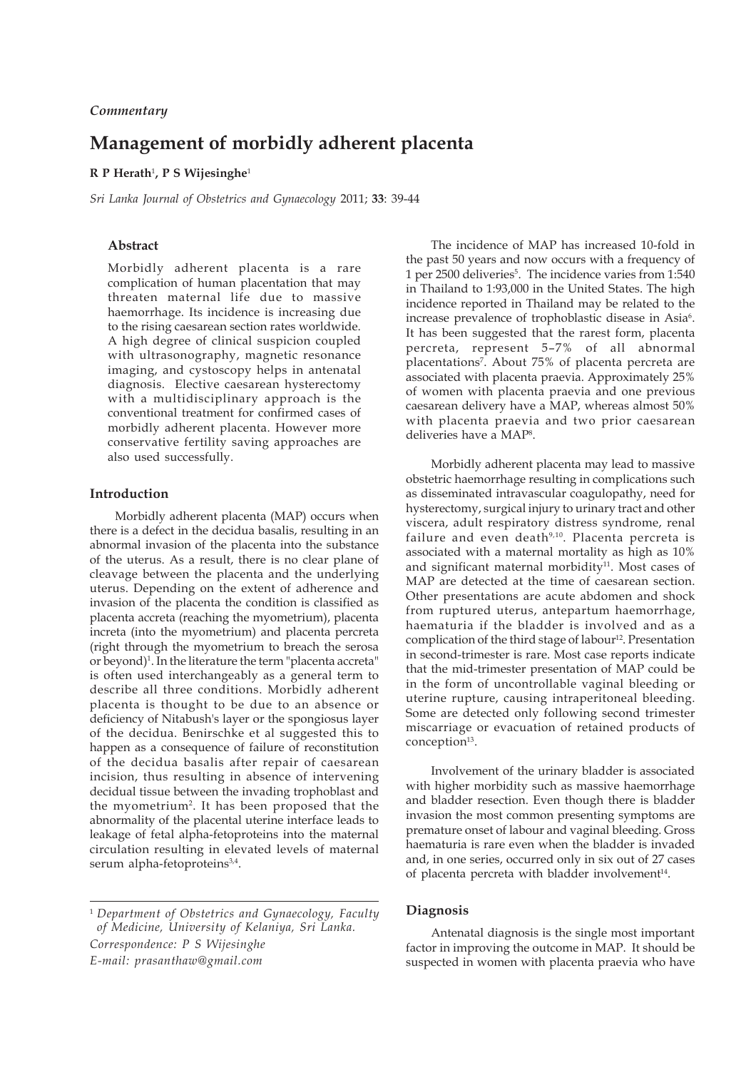*Commentary*

# Management of morbidly adherent placenta

**R P Herath[1], P S Wijesinghe[1]**

*Sri Lanka Journal of Obstetrics and Gynaecology* 2011; **33**: 39-44

### Abstract

Morbidly adherent placenta is a rare complication of human placentation that may threaten maternal life due to massive haemorrhage. Its incidence is increasing due to the rising caesarean section rates worldwide. A high degree of clinical suspicion coupled with ultrasonography, magnetic resonance imaging, and cystoscopy helps in antenatal diagnosis. Elective caesarean hysterectomy with a multidisciplinary approach is the conventional treatment for confirmed cases of morbidly adherent placenta. However more conservative fertility saving approaches are also used successfully.

## Introduction

Morbidly adherent placenta (MAP) occurs when there is a defect in the decidua basalis, resulting in an abnormal invasion of the placenta into the substance of the uterus. As a result, there is no clear plane of cleavage between the placenta and the underlying uterus. Depending on the extent of adherence and invasion of the placenta the condition is classified as placenta accreta (reaching the myometrium), placenta increta (into the myometrium) and placenta percreta (right through the myometrium to breach the serosa or beyond)[1]. In the literature the term "placenta accreta" is often used interchangeably as a general term to describe all three conditions. Morbidly adherent placenta is thought to be due to an absence or deficiency of Nitabush's layer or the spongiosus layer of the decidua. Benirschke et al suggested this to happen as a consequence of failure of reconstitution of the decidua basalis after repair of caesarean incision, thus resulting in absence of intervening decidual tissue between the invading trophoblast and the myometrium[2]. It has been proposed that the abnormality of the placental uterine interface leads to leakage of fetal alpha-fetoproteins into the maternal circulation resulting in elevated levels of maternal serum alpha-fetoproteins[3,4].

The incidence of MAP has increased 10-fold in the past 50 years and now occurs with a frequency of 1 per 2500 deliveries[5]. The incidence varies from 1:540 in Thailand to 1:93,000 in the United States. The high incidence reported in Thailand may be related to the increase prevalence of trophoblastic disease in Asia[6]. It has been suggested that the rarest form, placenta percreta, represent 5–7% of all abnormal placentations[7]. About 75% of placenta percreta are associated with placenta praevia. Approximately 25% of women with placenta praevia and one previous caesarean delivery have a MAP, whereas almost 50% with placenta praevia and two prior caesarean deliveries have a MAP[8].

Morbidly adherent placenta may lead to massive obstetric haemorrhage resulting in complications such as disseminated intravascular coagulopathy, need for hysterectomy, surgical injury to urinary tract and other viscera, adult respiratory distress syndrome, renal failure and even death[9,10]. Placenta percreta is associated with a maternal mortality as high as 10% and significant maternal morbidity[11]. Most cases of MAP are detected at the time of caesarean section. Other presentations are acute abdomen and shock from ruptured uterus, antepartum haemorrhage, haematuria if the bladder is involved and as a complication of the third stage of labour[12]. Presentation in second-trimester is rare. Most case reports indicate that the mid-trimester presentation of MAP could be in the form of uncontrollable vaginal bleeding or uterine rupture, causing intraperitoneal bleeding. Some are detected only following second trimester miscarriage or evacuation of retained products of conception[13].

Involvement of the urinary bladder is associated with higher morbidity such as massive haemorrhage and bladder resection. Even though there is bladder invasion the most common presenting symptoms are premature onset of labour and vaginal bleeding. Gross haematuria is rare even when the bladder is invaded and, in one series, occurred only in six out of 27 cases of placenta percreta with bladder involvement[14].

## Diagnosis

Antenatal diagnosis is the single most important factor in improving the outcome in MAP. It should be suspected in women with placenta praevia who have

---

[1] *Department of Obstetrics and Gynaecology, Faculty of Medicine, University of Kelaniya, Sri Lanka.*

*Correspondence: P S Wijesinghe*

*E-mail: prasanthaw@gmail.com*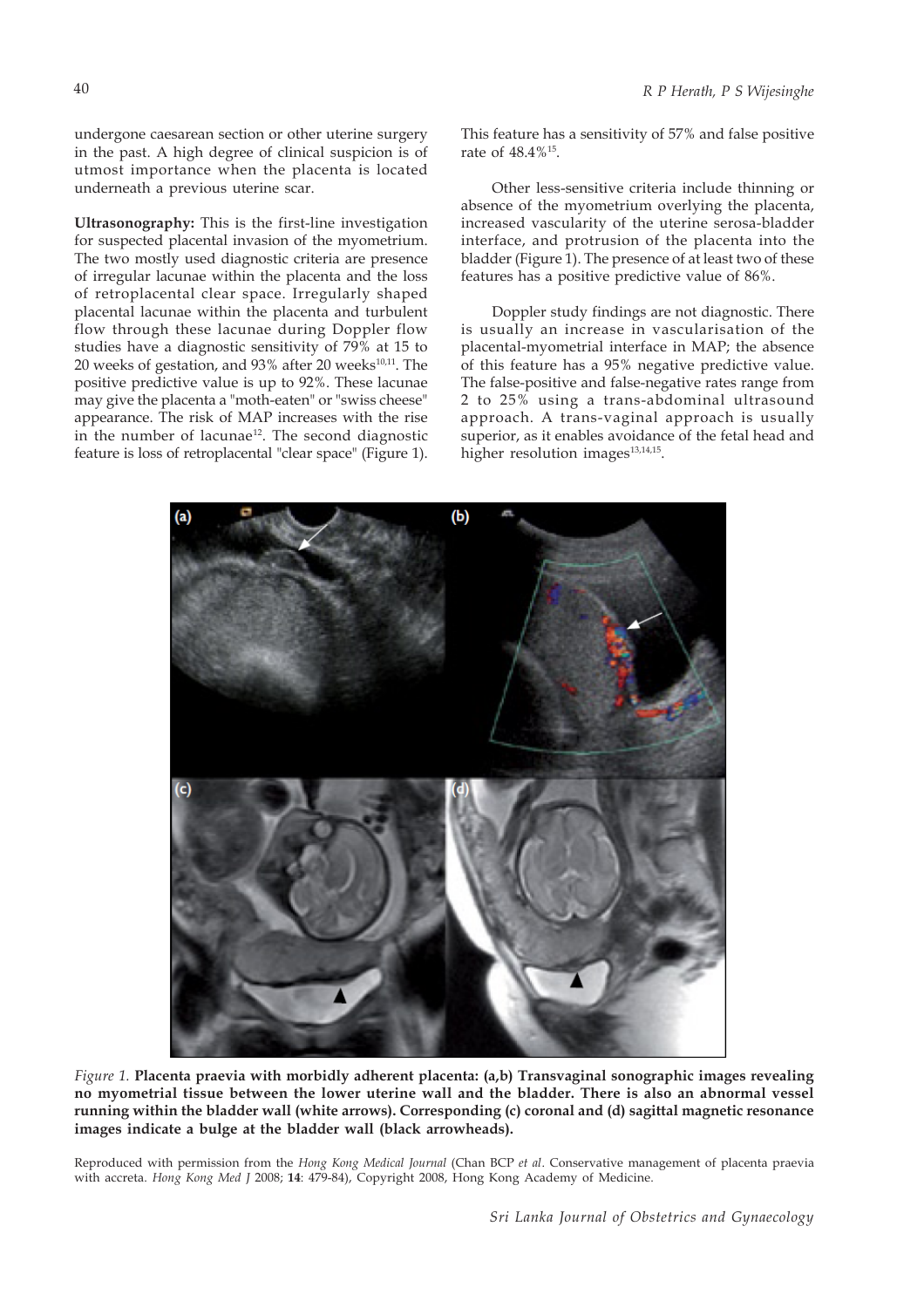undergone caesarean section or other uterine surgery in the past. A high degree of clinical suspicion is of utmost importance when the placenta is located underneath a previous uterine scar.

**Ultrasonography:** This is the first-line investigation for suspected placental invasion of the myometrium. The two mostly used diagnostic criteria are presence of irregular lacunae within the placenta and the loss of retroplacental clear space. Irregularly shaped placental lacunae within the placenta and turbulent flow through these lacunae during Doppler flow studies have a diagnostic sensitivity of 79% at 15 to 20 weeks of gestation, and 93% after 20 weeks[10,11]. The positive predictive value is up to 92%. These lacunae may give the placenta a "moth-eaten" or "swiss cheese" appearance. The risk of MAP increases with the rise in the number of lacunae[12]. The second diagnostic feature is loss of retroplacental "clear space" (Figure 1). This feature has a sensitivity of 57% and false positive rate of 48.4%[15].

Other less-sensitive criteria include thinning or absence of the myometrium overlying the placenta, increased vascularity of the uterine serosa-bladder interface, and protrusion of the placenta into the bladder (Figure 1). The presence of at least two of these features has a positive predictive value of 86%.

Doppler study findings are not diagnostic. There is usually an increase in vascularisation of the placental-myometrial interface in MAP; the absence of this feature has a 95% negative predictive value. The false-positive and false-negative rates range from 2 to 25% using a trans-abdominal ultrasound approach. A trans-vaginal approach is usually superior, as it enables avoidance of the fetal head and higher resolution images[13,14,15].

*Figure 1.* **Placenta praevia with morbidly adherent placenta: (a,b) Transvaginal sonographic images revealing no myometrial tissue between the lower uterine wall and the bladder. There is also an abnormal vessel running within the bladder wall (white arrows). Corresponding (c) coronal and (d) sagittal magnetic resonance images indicate a bulge at the bladder wall (black arrowheads).**

Reproduced with permission from the *Hong Kong Medical Journal* (Chan BCP *et al*. Conservative management of placenta praevia with accreta. *Hong Kong Med J* 2008; **14**: 479-84), Copyright 2008, Hong Kong Academy of Medicine.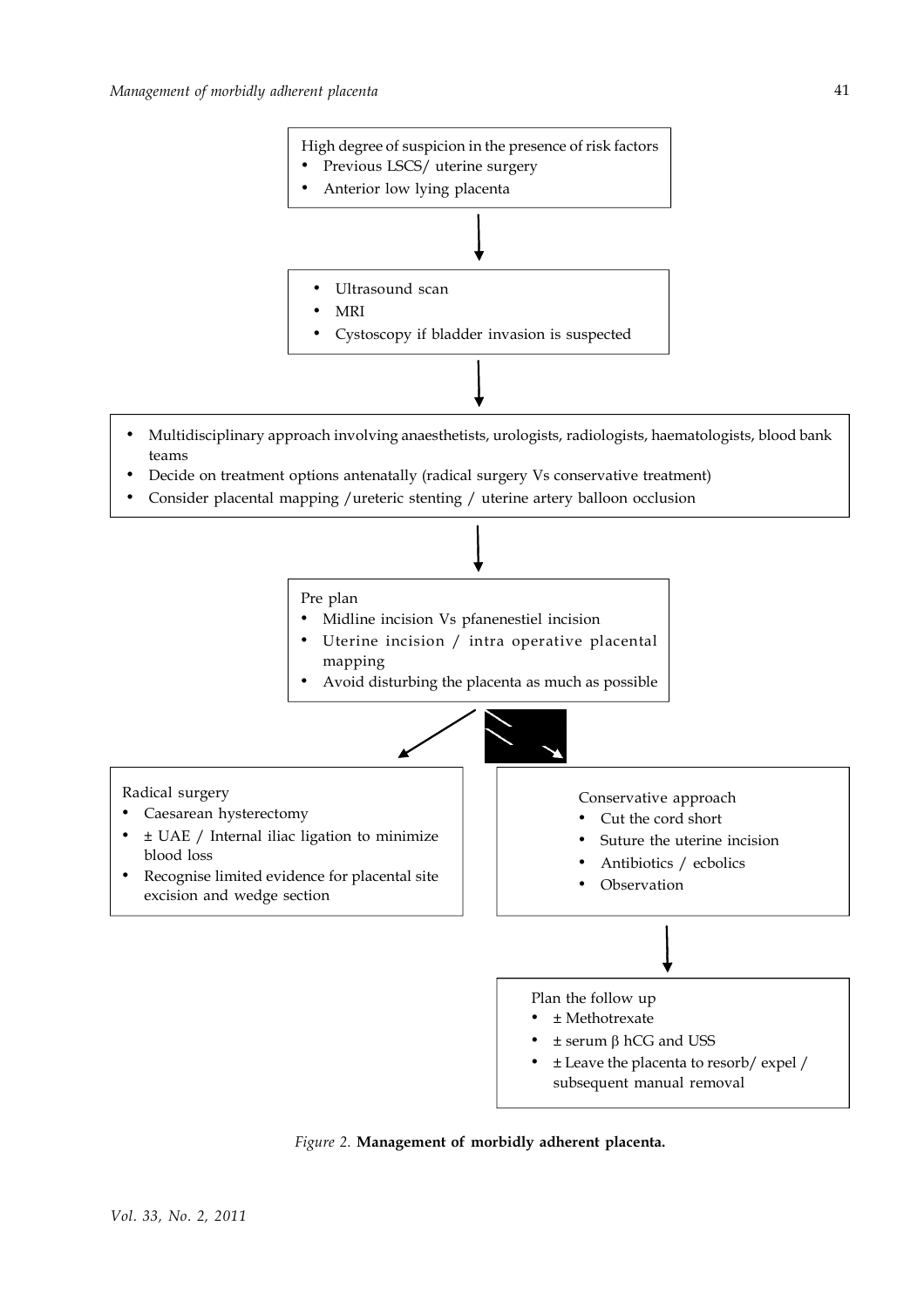High degree of suspicion in the presence of risk factors

- Previous LSCS/ uterine surgery
- Anterior low lying placenta

↓

- Ultrasound scan
- MRI
- Cystoscopy if bladder invasion is suspected

↓

- Multidisciplinary approach involving anaesthetists, urologists, radiologists, haematologists, blood bank teams
- Decide on treatment options antenatally (radical surgery Vs conservative treatment)
- Consider placental mapping /ureteric stenting / uterine artery balloon occlusion

↓

Pre plan

- Midline incision Vs pfanenestiel incision
- Uterine incision / intra operative placental mapping
- Avoid disturbing the placenta as much as possible

↙ ↘

Radical surgery

- Caesarean hysterectomy
- ± UAE / Internal iliac ligation to minimize blood loss
- Recognise limited evidence for placental site excision and wedge section

Conservative approach

- Cut the cord short
- Suture the uterine incision
- Antibiotics / ecbolics
- Observation

↓

Plan the follow up

- ± Methotrexate
- ± serum β hCG and USS
- ± Leave the placenta to resorb/ expel / subsequent manual removal

*Figure 2.* **Management of morbidly adherent placenta.**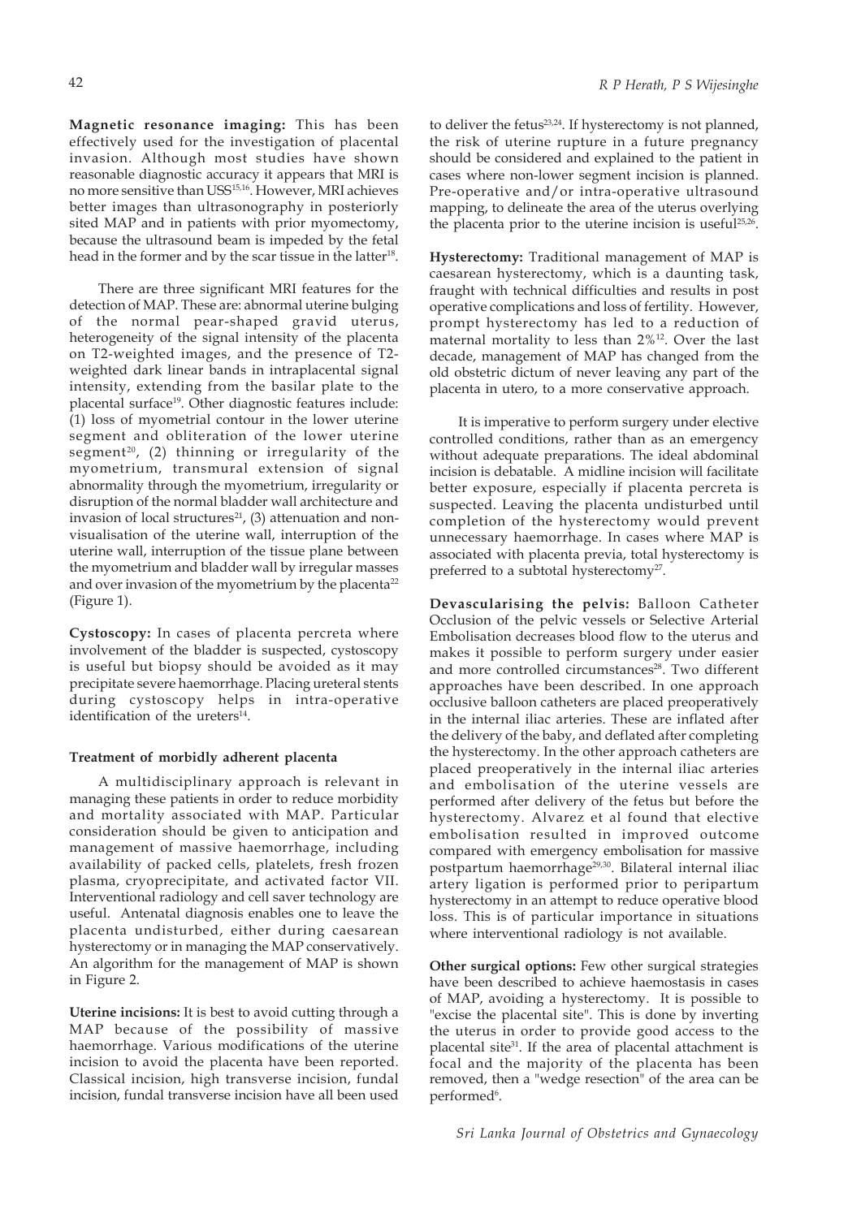**Magnetic resonance imaging:** This has been effectively used for the investigation of placental invasion. Although most studies have shown reasonable diagnostic accuracy it appears that MRI is no more sensitive than USS[15,16]. However, MRI achieves better images than ultrasonography in posteriorly sited MAP and in patients with prior myomectomy, because the ultrasound beam is impeded by the fetal head in the former and by the scar tissue in the latter[18].

There are three significant MRI features for the detection of MAP. These are: abnormal uterine bulging of the normal pear-shaped gravid uterus, heterogeneity of the signal intensity of the placenta on T2-weighted images, and the presence of T2-weighted dark linear bands in intraplacental signal intensity, extending from the basilar plate to the placental surface[19]. Other diagnostic features include: (1) loss of myometrial contour in the lower uterine segment and obliteration of the lower uterine segment[20], (2) thinning or irregularity of the myometrium, transmural extension of signal abnormality through the myometrium, irregularity or disruption of the normal bladder wall architecture and invasion of local structures[21], (3) attenuation and non-visualisation of the uterine wall, interruption of the uterine wall, interruption of the tissue plane between the myometrium and bladder wall by irregular masses and over invasion of the myometrium by the placenta[22] (Figure 1).

**Cystoscopy:** In cases of placenta percreta where involvement of the bladder is suspected, cystoscopy is useful but biopsy should be avoided as it may precipitate severe haemorrhage. Placing ureteral stents during cystoscopy helps in intra-operative identification of the ureters[14].

### Treatment of morbidly adherent placenta

A multidisciplinary approach is relevant in managing these patients in order to reduce morbidity and mortality associated with MAP. Particular consideration should be given to anticipation and management of massive haemorrhage, including availability of packed cells, platelets, fresh frozen plasma, cryoprecipitate, and activated factor VII. Interventional radiology and cell saver technology are useful. Antenatal diagnosis enables one to leave the placenta undisturbed, either during caesarean hysterectomy or in managing the MAP conservatively. An algorithm for the management of MAP is shown in Figure 2.

**Uterine incisions:** It is best to avoid cutting through a MAP because of the possibility of massive haemorrhage. Various modifications of the uterine incision to avoid the placenta have been reported. Classical incision, high transverse incision, fundal incision, fundal transverse incision have all been used to deliver the fetus[23,24]. If hysterectomy is not planned, the risk of uterine rupture in a future pregnancy should be considered and explained to the patient in cases where non-lower segment incision is planned. Pre-operative and/or intra-operative ultrasound mapping, to delineate the area of the uterus overlying the placenta prior to the uterine incision is useful[25,26].

**Hysterectomy:** Traditional management of MAP is caesarean hysterectomy, which is a daunting task, fraught with technical difficulties and results in post operative complications and loss of fertility. However, prompt hysterectomy has led to a reduction of maternal mortality to less than 2%[12]. Over the last decade, management of MAP has changed from the old obstetric dictum of never leaving any part of the placenta in utero, to a more conservative approach.

It is imperative to perform surgery under elective controlled conditions, rather than as an emergency without adequate preparations. The ideal abdominal incision is debatable. A midline incision will facilitate better exposure, especially if placenta percreta is suspected. Leaving the placenta undisturbed until completion of the hysterectomy would prevent unnecessary haemorrhage. In cases where MAP is associated with placenta previa, total hysterectomy is preferred to a subtotal hysterectomy[27].

**Devascularising the pelvis:** Balloon Catheter Occlusion of the pelvic vessels or Selective Arterial Embolisation decreases blood flow to the uterus and makes it possible to perform surgery under easier and more controlled circumstances[28]. Two different approaches have been described. In one approach occlusive balloon catheters are placed preoperatively in the internal iliac arteries. These are inflated after the delivery of the baby, and deflated after completing the hysterectomy. In the other approach catheters are placed preoperatively in the internal iliac arteries and embolisation of the uterine vessels are performed after delivery of the fetus but before the hysterectomy. Alvarez et al found that elective embolisation resulted in improved outcome compared with emergency embolisation for massive postpartum haemorrhage[29,30]. Bilateral internal iliac artery ligation is performed prior to peripartum hysterectomy in an attempt to reduce operative blood loss. This is of particular importance in situations where interventional radiology is not available.

**Other surgical options:** Few other surgical strategies have been described to achieve haemostasis in cases of MAP, avoiding a hysterectomy. It is possible to "excise the placental site". This is done by inverting the uterus in order to provide good access to the placental site[31]. If the area of placental attachment is focal and the majority of the placenta has been removed, then a "wedge resection" of the area can be performed[6].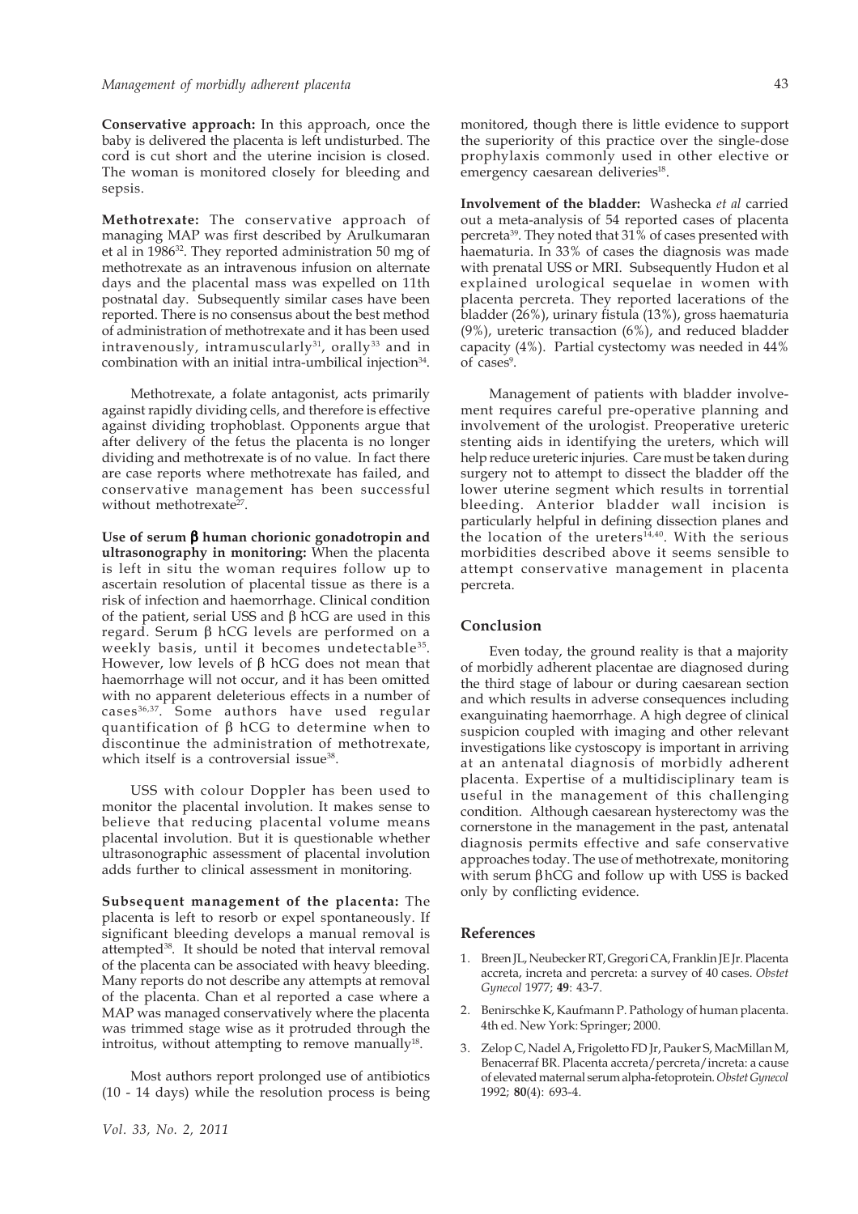**Conservative approach:** In this approach, once the baby is delivered the placenta is left undisturbed. The cord is cut short and the uterine incision is closed. The woman is monitored closely for bleeding and sepsis.

**Methotrexate:** The conservative approach of managing MAP was first described by Arulkumaran et al in 1986[32]. They reported administration 50 mg of methotrexate as an intravenous infusion on alternate days and the placental mass was expelled on 11th postnatal day. Subsequently similar cases have been reported. There is no consensus about the best method of administration of methotrexate and it has been used intravenously, intramuscularly[31], orally[33] and in combination with an initial intra-umbilical injection[34].

Methotrexate, a folate antagonist, acts primarily against rapidly dividing cells, and therefore is effective against dividing trophoblast. Opponents argue that after delivery of the fetus the placenta is no longer dividing and methotrexate is of no value. In fact there are case reports where methotrexate has failed, and conservative management has been successful without methotrexate[27].

**Use of serum β human chorionic gonadotropin and ultrasonography in monitoring:** When the placenta is left in situ the woman requires follow up to ascertain resolution of placental tissue as there is a risk of infection and haemorrhage. Clinical condition of the patient, serial USS and β hCG are used in this regard. Serum β hCG levels are performed on a weekly basis, until it becomes undetectable[35]. However, low levels of β hCG does not mean that haemorrhage will not occur, and it has been omitted with no apparent deleterious effects in a number of cases[36,37]. Some authors have used regular quantification of β hCG to determine when to discontinue the administration of methotrexate, which itself is a controversial issue[38].

USS with colour Doppler has been used to monitor the placental involution. It makes sense to believe that reducing placental volume means placental involution. But it is questionable whether ultrasonographic assessment of placental involution adds further to clinical assessment in monitoring.

**Subsequent management of the placenta:** The placenta is left to resorb or expel spontaneously. If significant bleeding develops a manual removal is attempted[38]. It should be noted that interval removal of the placenta can be associated with heavy bleeding. Many reports do not describe any attempts at removal of the placenta. Chan et al reported a case where a MAP was managed conservatively where the placenta was trimmed stage wise as it protruded through the introitus, without attempting to remove manually[18].

Most authors report prolonged use of antibiotics (10 - 14 days) while the resolution process is being monitored, though there is little evidence to support the superiority of this practice over the single-dose prophylaxis commonly used in other elective or emergency caesarean deliveries[18].

**Involvement of the bladder:** Washecka *et al* carried out a meta-analysis of 54 reported cases of placenta percreta[39]. They noted that 31% of cases presented with haematuria. In 33% of cases the diagnosis was made with prenatal USS or MRI. Subsequently Hudon et al explained urological sequelae in women with placenta percreta. They reported lacerations of the bladder (26%), urinary fistula (13%), gross haematuria (9%), ureteric transaction (6%), and reduced bladder capacity (4%). Partial cystectomy was needed in 44% of cases[9].

Management of patients with bladder involvement requires careful pre-operative planning and involvement of the urologist. Preoperative ureteric stenting aids in identifying the ureters, which will help reduce ureteric injuries. Care must be taken during surgery not to attempt to dissect the bladder off the lower uterine segment which results in torrential bleeding. Anterior bladder wall incision is particularly helpful in defining dissection planes and the location of the ureters[14,40]. With the serious morbidities described above it seems sensible to attempt conservative management in placenta percreta.

## Conclusion

Even today, the ground reality is that a majority of morbidly adherent placentae are diagnosed during the third stage of labour or during caesarean section and which results in adverse consequences including exanguinating haemorrhage. A high degree of clinical suspicion coupled with imaging and other relevant investigations like cystoscopy is important in arriving at an antenatal diagnosis of morbidly adherent placenta. Expertise of a multidisciplinary team is useful in the management of this challenging condition. Although caesarean hysterectomy was the cornerstone in the management in the past, antenatal diagnosis permits effective and safe conservative approaches today. The use of methotrexate, monitoring with serum βhCG and follow up with USS is backed only by conflicting evidence.

## References

1. Breen JL, Neubecker RT, Gregori CA, Franklin JE Jr. Placenta accreta, increta and percreta: a survey of 40 cases. *Obstet Gynecol* 1977; **49**: 43-7.
2. Benirschke K, Kaufmann P. Pathology of human placenta. 4th ed. New York: Springer; 2000.
3. Zelop C, Nadel A, Frigoletto FD Jr, Pauker S, MacMillan M, Benacerraf BR. Placenta accreta/percreta/increta: a cause of elevated maternal serum alpha-fetoprotein. *Obstet Gynecol* 1992; **80**(4): 693-4.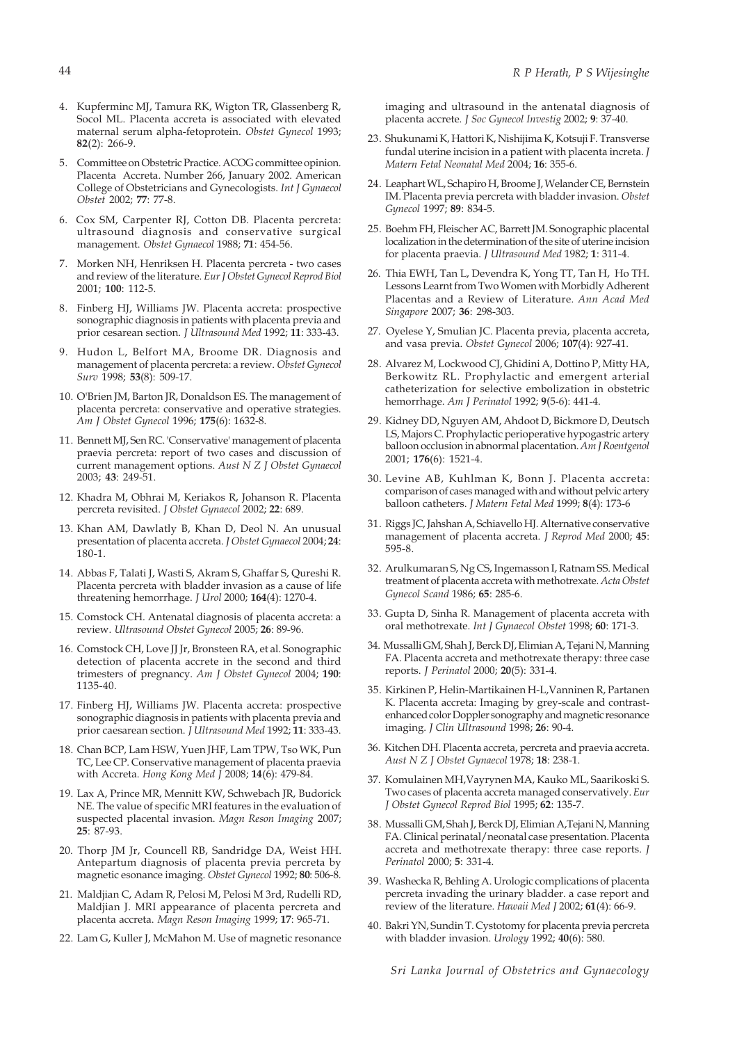4. Kupferminc MJ, Tamura RK, Wigton TR, Glassenberg R, Socol ML. Placenta accreta is associated with elevated maternal serum alpha-fetoprotein. *Obstet Gynecol* 1993; **82**(2): 266-9.

5. Committee on Obstetric Practice. ACOG committee opinion. Placenta Accreta. Number 266, January 2002. American College of Obstetricians and Gynecologists. *Int J Gynaecol Obstet* 2002; **77**: 77-8.

6. Cox SM, Carpenter RJ, Cotton DB. Placenta percreta: ultrasound diagnosis and conservative surgical management. *Obstet Gynaecol* 1988; **71**: 454-56.

7. Morken NH, Henriksen H. Placenta percreta - two cases and review of the literature. *Eur J Obstet Gynecol Reprod Biol* 2001; **100**: 112-5.

8. Finberg HJ, Williams JW. Placenta accreta: prospective sonographic diagnosis in patients with placenta previa and prior cesarean section. *J Ultrasound Med* 1992; **11**: 333-43.

9. Hudon L, Belfort MA, Broome DR. Diagnosis and management of placenta percreta: a review. *Obstet Gynecol Surv* 1998; **53**(8): 509-17.

10. O'Brien JM, Barton JR, Donaldson ES. The management of placenta percreta: conservative and operative strategies. *Am J Obstet Gynecol* 1996; **175**(6): 1632-8.

11. Bennett MJ, Sen RC. 'Conservative' management of placenta praevia percreta: report of two cases and discussion of current management options. *Aust N Z J Obstet Gynaecol* 2003; **43**: 249-51.

12. Khadra M, Obhrai M, Keriakos R, Johanson R. Placenta percreta revisited. *J Obstet Gynaecol* 2002; **22**: 689.

13. Khan AM, Dawlatly B, Khan D, Deol N. An unusual presentation of placenta accreta. *J Obstet Gynaecol* 2004; **24**: 180-1.

14. Abbas F, Talati J, Wasti S, Akram S, Ghaffar S, Qureshi R. Placenta percreta with bladder invasion as a cause of life threatening hemorrhage. *J Urol* 2000; **164**(4): 1270-4.

15. Comstock CH. Antenatal diagnosis of placenta accreta: a review. *Ultrasound Obstet Gynecol* 2005; **26**: 89-96.

16. Comstock CH, Love JJ Jr, Bronsteen RA, et al. Sonographic detection of placenta accrete in the second and third trimesters of pregnancy. *Am J Obstet Gynecol* 2004; **190**: 1135-40.

17. Finberg HJ, Williams JW. Placenta accreta: prospective sonographic diagnosis in patients with placenta previa and prior caesarean section. *J Ultrasound Med* 1992; **11**: 333-43.

18. Chan BCP, Lam HSW, Yuen JHF, Lam TPW, Tso WK, Pun TC, Lee CP. Conservative management of placenta praevia with Accreta. *Hong Kong Med J* 2008; **14**(6): 479-84.

19. Lax A, Prince MR, Mennitt KW, Schwebach JR, Budorick NE. The value of specific MRI features in the evaluation of suspected placental invasion. *Magn Reson Imaging* 2007; **25**: 87-93.

20. Thorp JM Jr, Councell RB, Sandridge DA, Weist HH. Antepartum diagnosis of placenta previa percreta by magnetic esonance imaging. *Obstet Gynecol* 1992; **80**: 506-8.

21. Maldjian C, Adam R, Pelosi M, Pelosi M 3rd, Rudelli RD, Maldjian J. MRI appearance of placenta percreta and placenta accreta. *Magn Reson Imaging* 1999; **17**: 965-71.

22. Lam G, Kuller J, McMahon M. Use of magnetic resonance imaging and ultrasound in the antenatal diagnosis of placenta accrete. *J Soc Gynecol Investig* 2002; **9**: 37-40.

23. Shukunami K, Hattori K, Nishijima K, Kotsuji F. Transverse fundal uterine incision in a patient with placenta increta. *J Matern Fetal Neonatal Med* 2004; **16**: 355-6.

24. Leaphart WL, Schapiro H, Broome J, Welander CE, Bernstein IM. Placenta previa percreta with bladder invasion. *Obstet Gynecol* 1997; **89**: 834-5.

25. Boehm FH, Fleischer AC, Barrett JM. Sonographic placental localization in the determination of the site of uterine incision for placenta praevia. *J Ultrasound Med* 1982; **1**: 311-4.

26. Thia EWH, Tan L, Devendra K, Yong TT, Tan H, Ho TH. Lessons Learnt from Two Women with Morbidly Adherent Placentas and a Review of Literature. *Ann Acad Med Singapore* 2007; **36**: 298-303.

27. Oyelese Y, Smulian JC. Placenta previa, placenta accreta, and vasa previa. *Obstet Gynecol* 2006; **107**(4): 927-41.

28. Alvarez M, Lockwood CJ, Ghidini A, Dottino P, Mitty HA, Berkowitz RL. Prophylactic and emergent arterial catheterization for selective embolization in obstetric hemorrhage. *Am J Perinatol* 1992; **9**(5-6): 441-4.

29. Kidney DD, Nguyen AM, Ahdoot D, Bickmore D, Deutsch LS, Majors C. Prophylactic perioperative hypogastric artery balloon occlusion in abnormal placentation. *Am J Roentgenol* 2001; **176**(6): 1521-4.

30. Levine AB, Kuhlman K, Bonn J. Placenta accreta: comparison of cases managed with and without pelvic artery balloon catheters. *J Matern Fetal Med* 1999; **8**(4): 173-6

31. Riggs JC, Jahshan A, Schiavello HJ. Alternative conservative management of placenta accreta. *J Reprod Med* 2000; **45**: 595-8.

32. Arulkumaran S, Ng CS, Ingemasson I, Ratnam SS. Medical treatment of placenta accreta with methotrexate. *Acta Obstet Gynecol Scand* 1986; **65**: 285-6.

33. Gupta D, Sinha R. Management of placenta accreta with oral methotrexate. *Int J Gynaecol Obstet* 1998; **60**: 171-3.

34. Mussalli GM, Shah J, Berck DJ, Elimian A, Tejani N, Manning FA. Placenta accreta and methotrexate therapy: three case reports. *J Perinatol* 2000; **20**(5): 331-4.

35. Kirkinen P, Helin-Martikainen H-L, Vanninen R, Partanen K. Placenta accreta: Imaging by grey-scale and contrast-enhanced color Doppler sonography and magnetic resonance imaging. *J Clin Ultrasound* 1998; **26**: 90-4.

36. Kitchen DH. Placenta accreta, percreta and praevia accreta. *Aust N Z J Obstet Gynaecol* 1978; **18**: 238-1.

37. Komulainen MH, Vayrynen MA, Kauko ML, Saarikoski S. Two cases of placenta accreta managed conservatively. *Eur J Obstet Gynecol Reprod Biol* 1995; **62**: 135-7.

38. Mussalli GM, Shah J, Berck DJ, Elimian A, Tejani N, Manning FA. Clinical perinatal/neonatal case presentation. Placenta accreta and methotrexate therapy: three case reports. *J Perinatol* 2000; **5**: 331-4.

39. Washecka R, Behling A. Urologic complications of placenta percreta invading the urinary bladder. a case report and review of the literature. *Hawaii Med J* 2002; **61**(4): 66-9.

40. Bakri YN, Sundin T. Cystotomy for placenta previa percreta with bladder invasion. *Urology* 1992; **40**(6): 580.